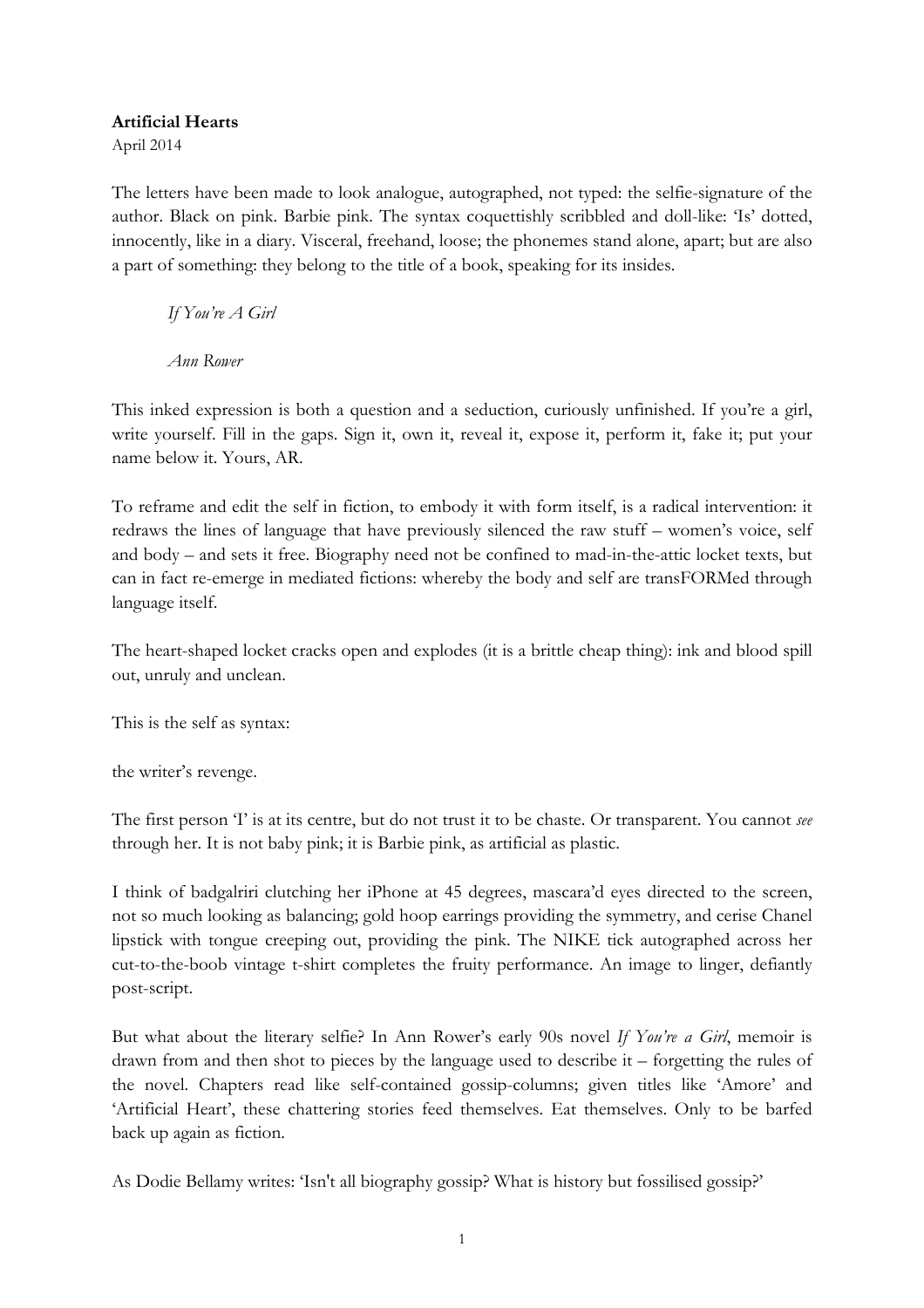**Artificial Hearts**

April 2014

The letters have been made to look analogue, autographed, not typed: the selfie-signature of the author. Black on pink. Barbie pink. The syntax coquettishly scribbled and doll-like: 'Is' dotted, innocently, like in a diary. Visceral, freehand, loose; the phonemes stand alone, apart; but are also a part of something: they belong to the title of a book, speaking for its insides.

> *If You're A Girl*
>
> *Ann Rower*

This inked expression is both a question and a seduction, curiously unfinished. If you're a girl, write yourself. Fill in the gaps. Sign it, own it, reveal it, expose it, perform it, fake it; put your name below it. Yours, AR.

To reframe and edit the self in fiction, to embody it with form itself, is a radical intervention: it redraws the lines of language that have previously silenced the raw stuff – women's voice, self and body – and sets it free. Biography need not be confined to mad-in-the-attic locket texts, but can in fact re-emerge in mediated fictions: whereby the body and self are transFORMed through language itself.

The heart-shaped locket cracks open and explodes (it is a brittle cheap thing): ink and blood spill out, unruly and unclean.

This is the self as syntax:

the writer's revenge.

The first person 'I' is at its centre, but do not trust it to be chaste. Or transparent. You cannot *see* through her. It is not baby pink; it is Barbie pink, as artificial as plastic.

I think of badgalriri clutching her iPhone at 45 degrees, mascara'd eyes directed to the screen, not so much looking as balancing; gold hoop earrings providing the symmetry, and cerise Chanel lipstick with tongue creeping out, providing the pink. The NIKE tick autographed across her cut-to-the-boob vintage t-shirt completes the fruity performance. An image to linger, defiantly post-script.

But what about the literary selfie? In Ann Rower's early 90s novel *If You're a Girl*, memoir is drawn from and then shot to pieces by the language used to describe it – forgetting the rules of the novel. Chapters read like self-contained gossip-columns; given titles like 'Amore' and 'Artificial Heart', these chattering stories feed themselves. Eat themselves. Only to be barfed back up again as fiction.

As Dodie Bellamy writes: 'Isn't all biography gossip? What is history but fossilised gossip?'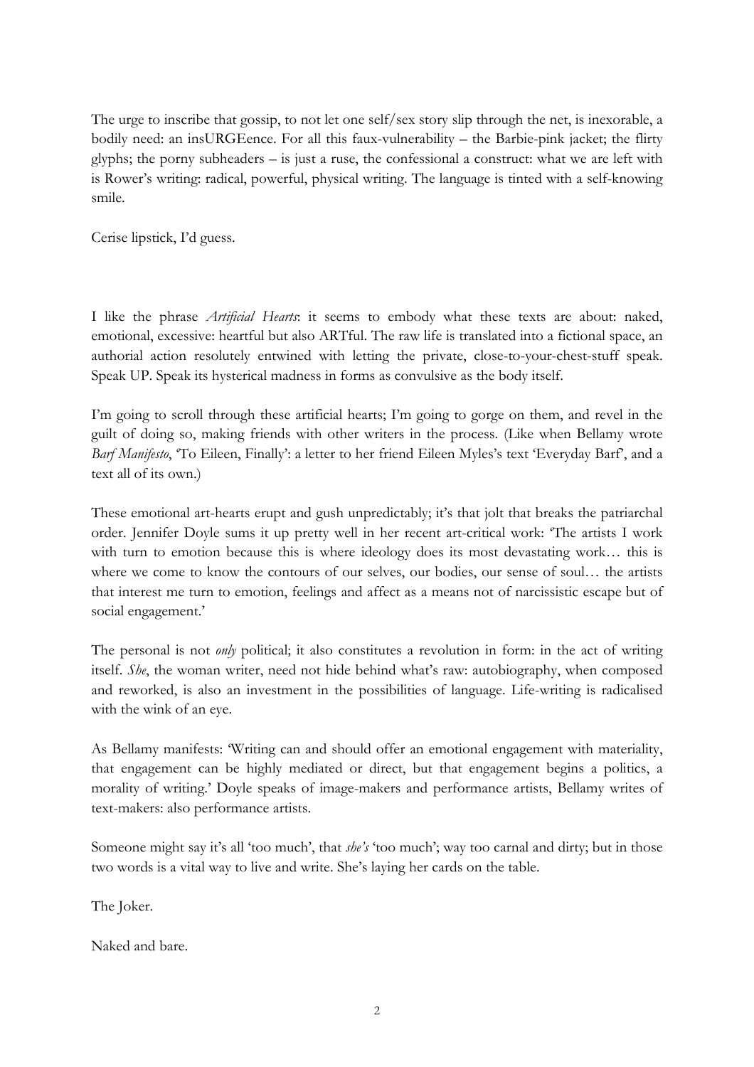The urge to inscribe that gossip, to not let one self/sex story slip through the net, is inexorable, a bodily need: an insURGEence. For all this faux-vulnerability – the Barbie-pink jacket; the flirty glyphs; the porny subheaders – is just a ruse, the confessional a construct: what we are left with is Rower's writing: radical, powerful, physical writing. The language is tinted with a self-knowing smile.

Cerise lipstick, I'd guess.

I like the phrase *Artificial Hearts*: it seems to embody what these texts are about: naked, emotional, excessive: heartful but also ARTful. The raw life is translated into a fictional space, an authorial action resolutely entwined with letting the private, close-to-your-chest-stuff speak. Speak UP. Speak its hysterical madness in forms as convulsive as the body itself.

I'm going to scroll through these artificial hearts; I'm going to gorge on them, and revel in the guilt of doing so, making friends with other writers in the process. (Like when Bellamy wrote *Barf Manifesto*, 'To Eileen, Finally': a letter to her friend Eileen Myles's text 'Everyday Barf', and a text all of its own.)

These emotional art-hearts erupt and gush unpredictably; it's that jolt that breaks the patriarchal order. Jennifer Doyle sums it up pretty well in her recent art-critical work: 'The artists I work with turn to emotion because this is where ideology does its most devastating work… this is where we come to know the contours of our selves, our bodies, our sense of soul… the artists that interest me turn to emotion, feelings and affect as a means not of narcissistic escape but of social engagement.'

The personal is not *only* political; it also constitutes a revolution in form: in the act of writing itself. *She*, the woman writer, need not hide behind what's raw: autobiography, when composed and reworked, is also an investment in the possibilities of language. Life-writing is radicalised with the wink of an eye.

As Bellamy manifests: 'Writing can and should offer an emotional engagement with materiality, that engagement can be highly mediated or direct, but that engagement begins a politics, a morality of writing.' Doyle speaks of image-makers and performance artists, Bellamy writes of text-makers: also performance artists.

Someone might say it's all 'too much', that *she's* 'too much'; way too carnal and dirty; but in those two words is a vital way to live and write. She's laying her cards on the table.

The Joker.

Naked and bare.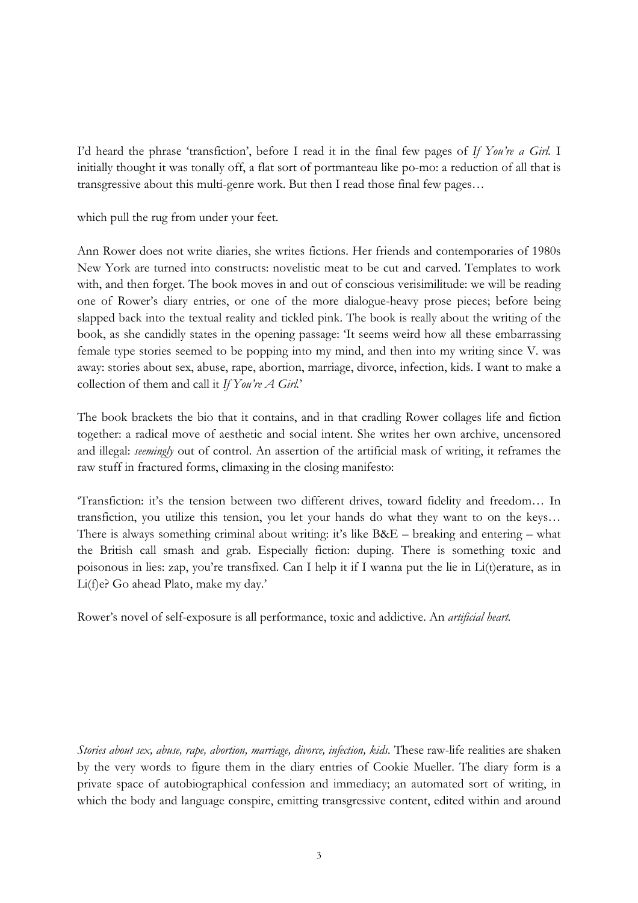I'd heard the phrase 'transfiction', before I read it in the final few pages of *If You're a Girl.* I initially thought it was tonally off, a flat sort of portmanteau like po-mo: a reduction of all that is transgressive about this multi-genre work. But then I read those final few pages…

which pull the rug from under your feet.

Ann Rower does not write diaries, she writes fictions. Her friends and contemporaries of 1980s New York are turned into constructs: novelistic meat to be cut and carved. Templates to work with, and then forget. The book moves in and out of conscious verisimilitude: we will be reading one of Rower's diary entries, or one of the more dialogue-heavy prose pieces; before being slapped back into the textual reality and tickled pink. The book is really about the writing of the book, as she candidly states in the opening passage: 'It seems weird how all these embarrassing female type stories seemed to be popping into my mind, and then into my writing since V. was away: stories about sex, abuse, rape, abortion, marriage, divorce, infection, kids. I want to make a collection of them and call it *If You're A Girl.*'

The book brackets the bio that it contains, and in that cradling Rower collages life and fiction together: a radical move of aesthetic and social intent. She writes her own archive, uncensored and illegal: *seemingly* out of control. An assertion of the artificial mask of writing, it reframes the raw stuff in fractured forms, climaxing in the closing manifesto:

'Transfiction: it's the tension between two different drives, toward fidelity and freedom… In transfiction, you utilize this tension, you let your hands do what they want to on the keys… There is always something criminal about writing: it's like B&E – breaking and entering – what the British call smash and grab. Especially fiction: duping. There is something toxic and poisonous in lies: zap, you're transfixed. Can I help it if I wanna put the lie in Li(t)erature, as in Li(f)e? Go ahead Plato, make my day.'

Rower's novel of self-exposure is all performance, toxic and addictive. An *artificial heart.*

*Stories about sex, abuse, rape, abortion, marriage, divorce, infection, kids.* These raw-life realities are shaken by the very words to figure them in the diary entries of Cookie Mueller. The diary form is a private space of autobiographical confession and immediacy; an automated sort of writing, in which the body and language conspire, emitting transgressive content, edited within and around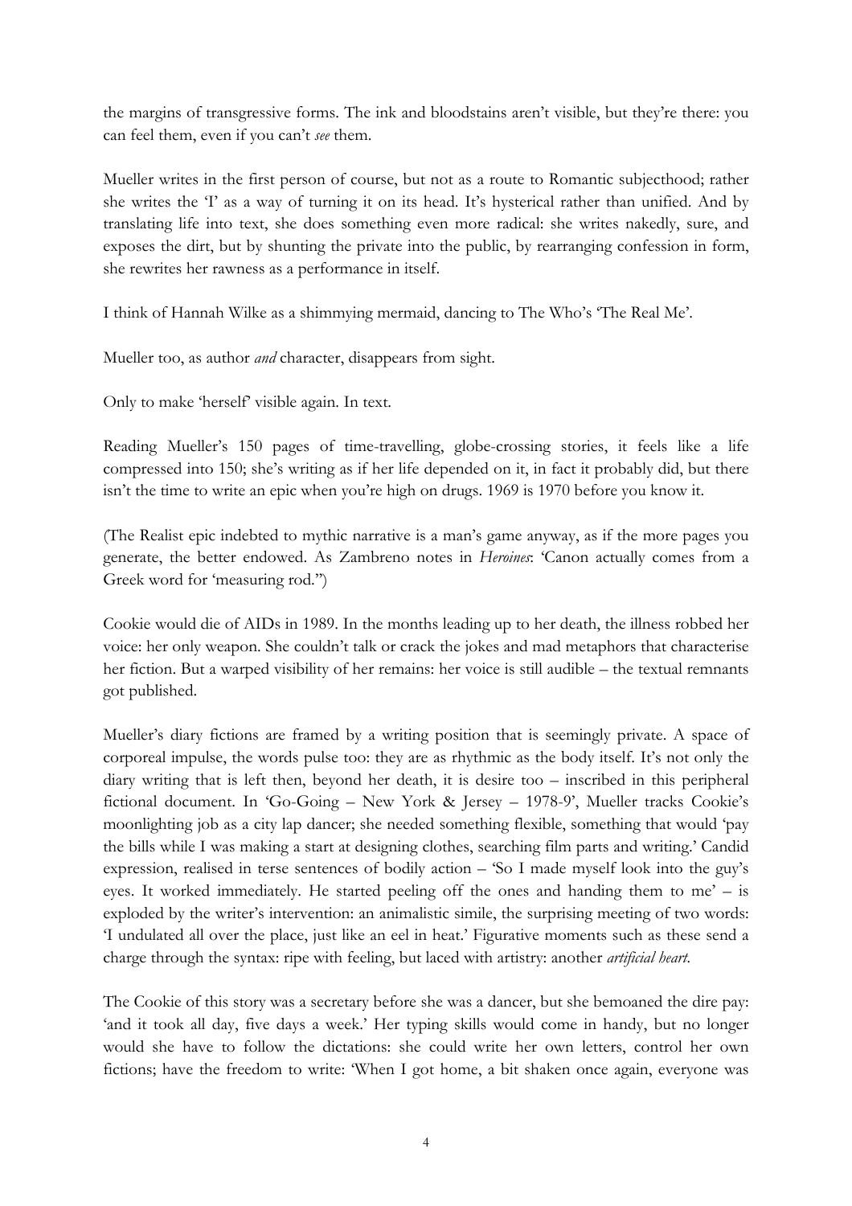the margins of transgressive forms. The ink and bloodstains aren't visible, but they're there: you can feel them, even if you can't *see* them.

Mueller writes in the first person of course, but not as a route to Romantic subjecthood; rather she writes the 'I' as a way of turning it on its head. It's hysterical rather than unified. And by translating life into text, she does something even more radical: she writes nakedly, sure, and exposes the dirt, but by shunting the private into the public, by rearranging confession in form, she rewrites her rawness as a performance in itself.

I think of Hannah Wilke as a shimmying mermaid, dancing to The Who's 'The Real Me'.

Mueller too, as author *and* character, disappears from sight.

Only to make 'herself' visible again. In text.

Reading Mueller's 150 pages of time-travelling, globe-crossing stories, it feels like a life compressed into 150; she's writing as if her life depended on it, in fact it probably did, but there isn't the time to write an epic when you're high on drugs. 1969 is 1970 before you know it.

(The Realist epic indebted to mythic narrative is a man's game anyway, as if the more pages you generate, the better endowed. As Zambreno notes in *Heroines*: 'Canon actually comes from a Greek word for 'measuring rod.'')

Cookie would die of AIDs in 1989. In the months leading up to her death, the illness robbed her voice: her only weapon. She couldn't talk or crack the jokes and mad metaphors that characterise her fiction. But a warped visibility of her remains: her voice is still audible – the textual remnants got published.

Mueller's diary fictions are framed by a writing position that is seemingly private. A space of corporeal impulse, the words pulse too: they are as rhythmic as the body itself. It's not only the diary writing that is left then, beyond her death, it is desire too – inscribed in this peripheral fictional document. In 'Go-Going – New York & Jersey – 1978-9', Mueller tracks Cookie's moonlighting job as a city lap dancer; she needed something flexible, something that would 'pay the bills while I was making a start at designing clothes, searching film parts and writing.' Candid expression, realised in terse sentences of bodily action – 'So I made myself look into the guy's eyes. It worked immediately. He started peeling off the ones and handing them to me' – is exploded by the writer's intervention: an animalistic simile, the surprising meeting of two words: 'I undulated all over the place, just like an eel in heat.' Figurative moments such as these send a charge through the syntax: ripe with feeling, but laced with artistry: another *artificial heart*.

The Cookie of this story was a secretary before she was a dancer, but she bemoaned the dire pay: 'and it took all day, five days a week.' Her typing skills would come in handy, but no longer would she have to follow the dictations: she could write her own letters, control her own fictions; have the freedom to write: 'When I got home, a bit shaken once again, everyone was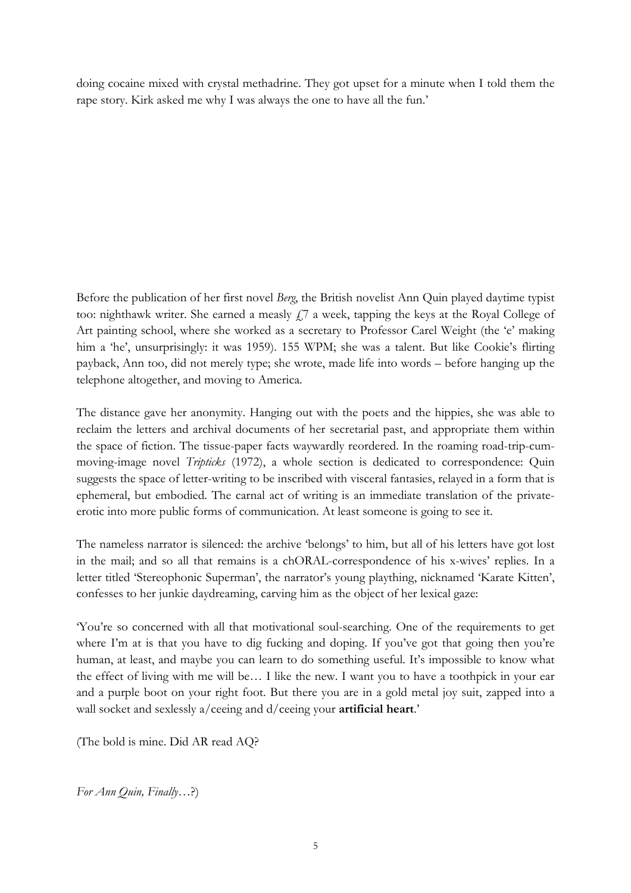doing cocaine mixed with crystal methadrine. They got upset for a minute when I told them the rape story. Kirk asked me why I was always the one to have all the fun.'

Before the publication of her first novel *Berg*, the British novelist Ann Quin played daytime typist too: nighthawk writer. She earned a measly £7 a week, tapping the keys at the Royal College of Art painting school, where she worked as a secretary to Professor Carel Weight (the 'e' making him a 'he', unsurprisingly: it was 1959). 155 WPM; she was a talent. But like Cookie's flirting payback, Ann too, did not merely type; she wrote, made life into words – before hanging up the telephone altogether, and moving to America.

The distance gave her anonymity. Hanging out with the poets and the hippies, she was able to reclaim the letters and archival documents of her secretarial past, and appropriate them within the space of fiction. The tissue-paper facts waywardly reordered. In the roaming road-trip-cum-moving-image novel *Tripticks* (1972), a whole section is dedicated to correspondence: Quin suggests the space of letter-writing to be inscribed with visceral fantasies, relayed in a form that is ephemeral, but embodied. The carnal act of writing is an immediate translation of the private-erotic into more public forms of communication. At least someone is going to see it.

The nameless narrator is silenced: the archive 'belongs' to him, but all of his letters have got lost in the mail; and so all that remains is a chORAL-correspondence of his x-wives' replies. In a letter titled 'Stereophonic Superman', the narrator's young plaything, nicknamed 'Karate Kitten', confesses to her junkie daydreaming, carving him as the object of her lexical gaze:

'You're so concerned with all that motivational soul-searching. One of the requirements to get where I'm at is that you have to dig fucking and doping. If you've got that going then you're human, at least, and maybe you can learn to do something useful. It's impossible to know what the effect of living with me will be… I like the new. I want you to have a toothpick in your ear and a purple boot on your right foot. But there you are in a gold metal joy suit, zapped into a wall socket and sexlessly a/ceeing and d/ceeing your **artificial heart**.'

(The bold is mine. Did AR read AQ?

*For Ann Quin, Finally*…?)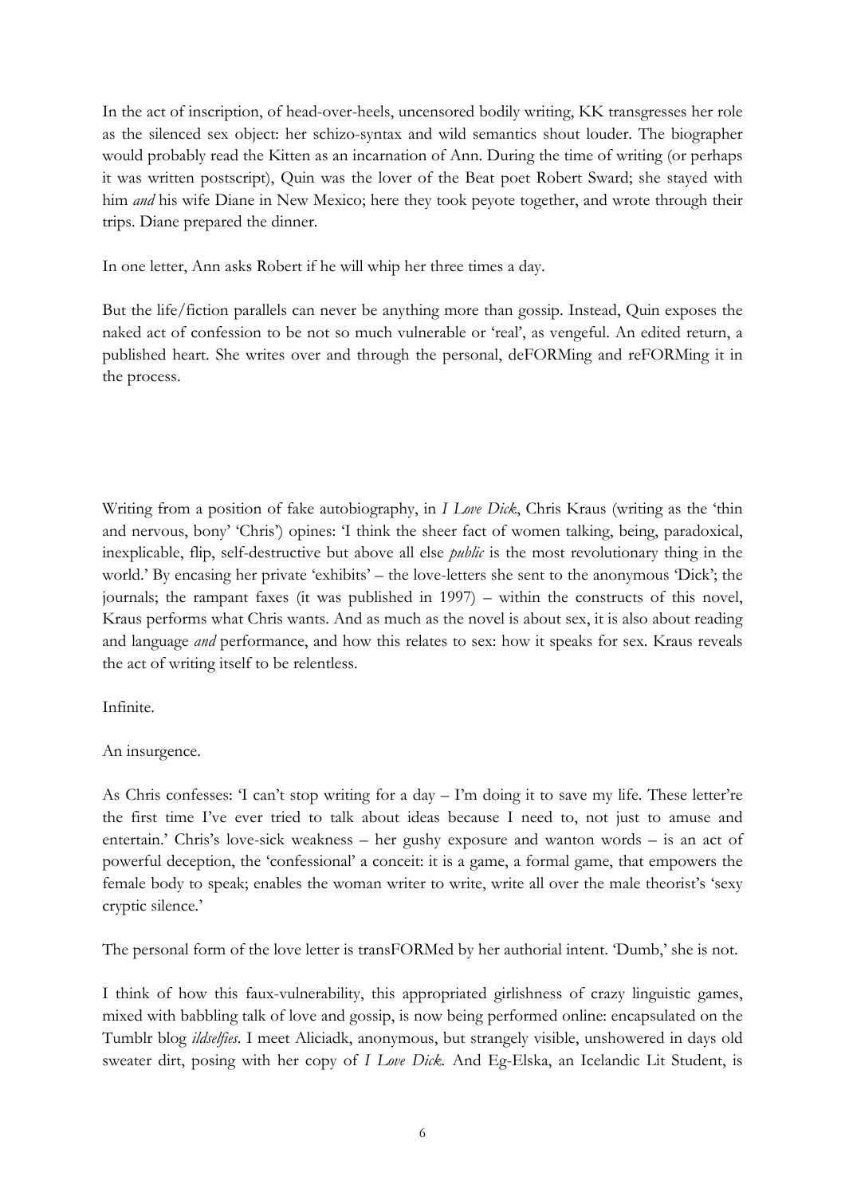In the act of inscription, of head-over-heels, uncensored bodily writing, KK transgresses her role as the silenced sex object: her schizo-syntax and wild semantics shout louder. The biographer would probably read the Kitten as an incarnation of Ann. During the time of writing (or perhaps it was written postscript), Quin was the lover of the Beat poet Robert Sward; she stayed with him *and* his wife Diane in New Mexico; here they took peyote together, and wrote through their trips. Diane prepared the dinner.

In one letter, Ann asks Robert if he will whip her three times a day.

But the life/fiction parallels can never be anything more than gossip. Instead, Quin exposes the naked act of confession to be not so much vulnerable or 'real', as vengeful. An edited return, a published heart. She writes over and through the personal, deFORMing and reFORMing it in the process.

Writing from a position of fake autobiography, in *I Love Dick*, Chris Kraus (writing as the 'thin and nervous, bony' 'Chris') opines: 'I think the sheer fact of women talking, being, paradoxical, inexplicable, flip, self-destructive but above all else *public* is the most revolutionary thing in the world.' By encasing her private 'exhibits' – the love-letters she sent to the anonymous 'Dick'; the journals; the rampant faxes (it was published in 1997) – within the constructs of this novel, Kraus performs what Chris wants. And as much as the novel is about sex, it is also about reading and language *and* performance, and how this relates to sex: how it speaks for sex. Kraus reveals the act of writing itself to be relentless.

Infinite.

An insurgence.

As Chris confesses: 'I can't stop writing for a day – I'm doing it to save my life. These letter're the first time I've ever tried to talk about ideas because I need to, not just to amuse and entertain.' Chris's love-sick weakness – her gushy exposure and wanton words – is an act of powerful deception, the 'confessional' a conceit: it is a game, a formal game, that empowers the female body to speak; enables the woman writer to write, write all over the male theorist's 'sexy cryptic silence.'

The personal form of the love letter is transFORMed by her authorial intent. 'Dumb,' she is not.

I think of how this faux-vulnerability, this appropriated girlishness of crazy linguistic games, mixed with babbling talk of love and gossip, is now being performed online: encapsulated on the Tumblr blog *ildselfies*. I meet Aliciadk, anonymous, but strangely visible, unshowered in days old sweater dirt, posing with her copy of *I Love Dick.* And Eg-Elska, an Icelandic Lit Student, is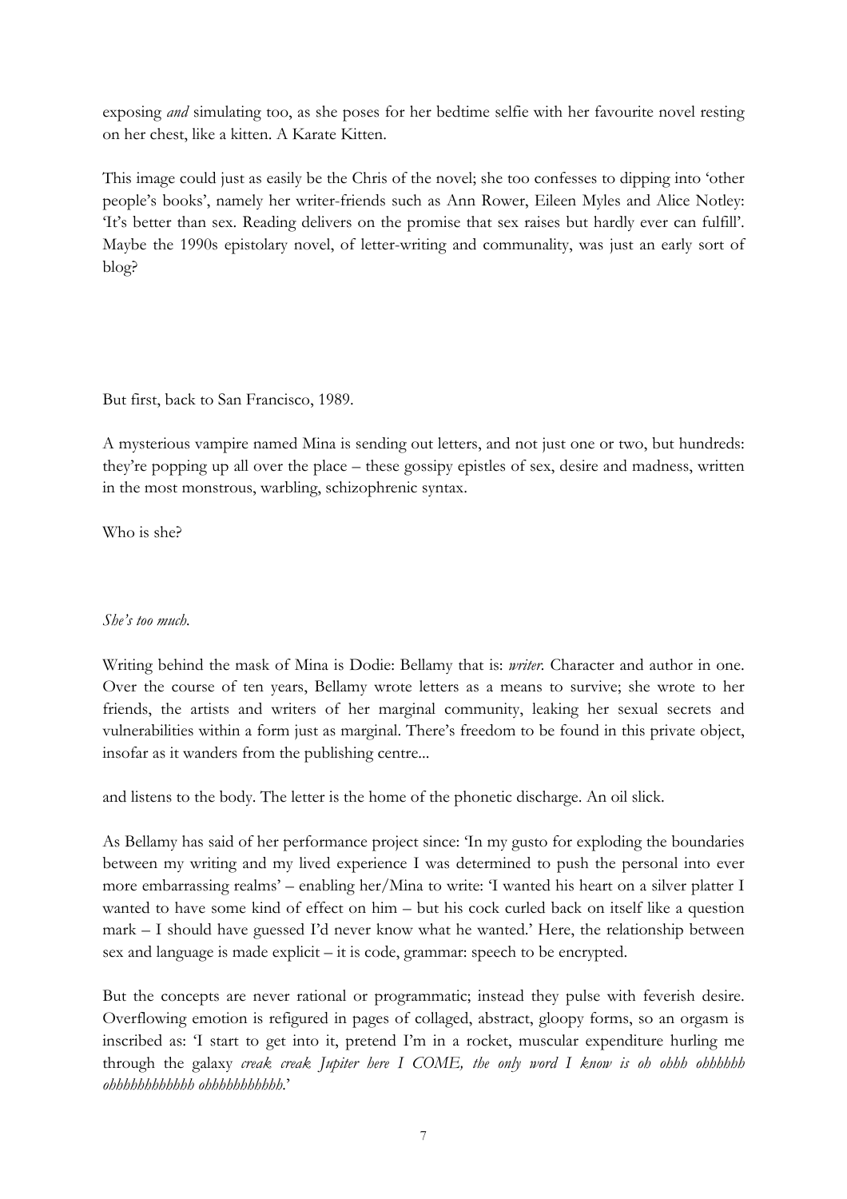exposing *and* simulating too, as she poses for her bedtime selfie with her favourite novel resting on her chest, like a kitten. A Karate Kitten.

This image could just as easily be the Chris of the novel; she too confesses to dipping into 'other people's books', namely her writer-friends such as Ann Rower, Eileen Myles and Alice Notley: 'It's better than sex. Reading delivers on the promise that sex raises but hardly ever can fulfill'. Maybe the 1990s epistolary novel, of letter-writing and communality, was just an early sort of blog?

But first, back to San Francisco, 1989.

A mysterious vampire named Mina is sending out letters, and not just one or two, but hundreds: they're popping up all over the place – these gossipy epistles of sex, desire and madness, written in the most monstrous, warbling, schizophrenic syntax.

Who is she?

*She's too much.*

Writing behind the mask of Mina is Dodie: Bellamy that is: ***writer***. Character and author in one. Over the course of ten years, Bellamy wrote letters as a means to survive; she wrote to her friends, the artists and writers of her marginal community, leaking her sexual secrets and vulnerabilities within a form just as marginal. There's freedom to be found in this private object, insofar as it wanders from the publishing centre...

and listens to the body. The letter is the home of the phonetic discharge. An oil slick.

As Bellamy has said of her performance project since: 'In my gusto for exploding the boundaries between my writing and my lived experience I was determined to push the personal into ever more embarrassing realms' – enabling her/Mina to write: 'I wanted his heart on a silver platter I wanted to have some kind of effect on him – but his cock curled back on itself like a question mark – I should have guessed I'd never know what he wanted.' Here, the relationship between sex and language is made explicit – it is code, grammar: speech to be encrypted.

But the concepts are never rational or programmatic; instead they pulse with feverish desire. Overflowing emotion is refigured in pages of collaged, abstract, gloopy forms, so an orgasm is inscribed as: 'I start to get into it, pretend I'm in a rocket, muscular expenditure hurling me through the galaxy *creak creak Jupiter here I COME, the only word I know is oh ohhh ohhhhhh ohhhhhhhhhhh ohhhhhhhhhhh*.'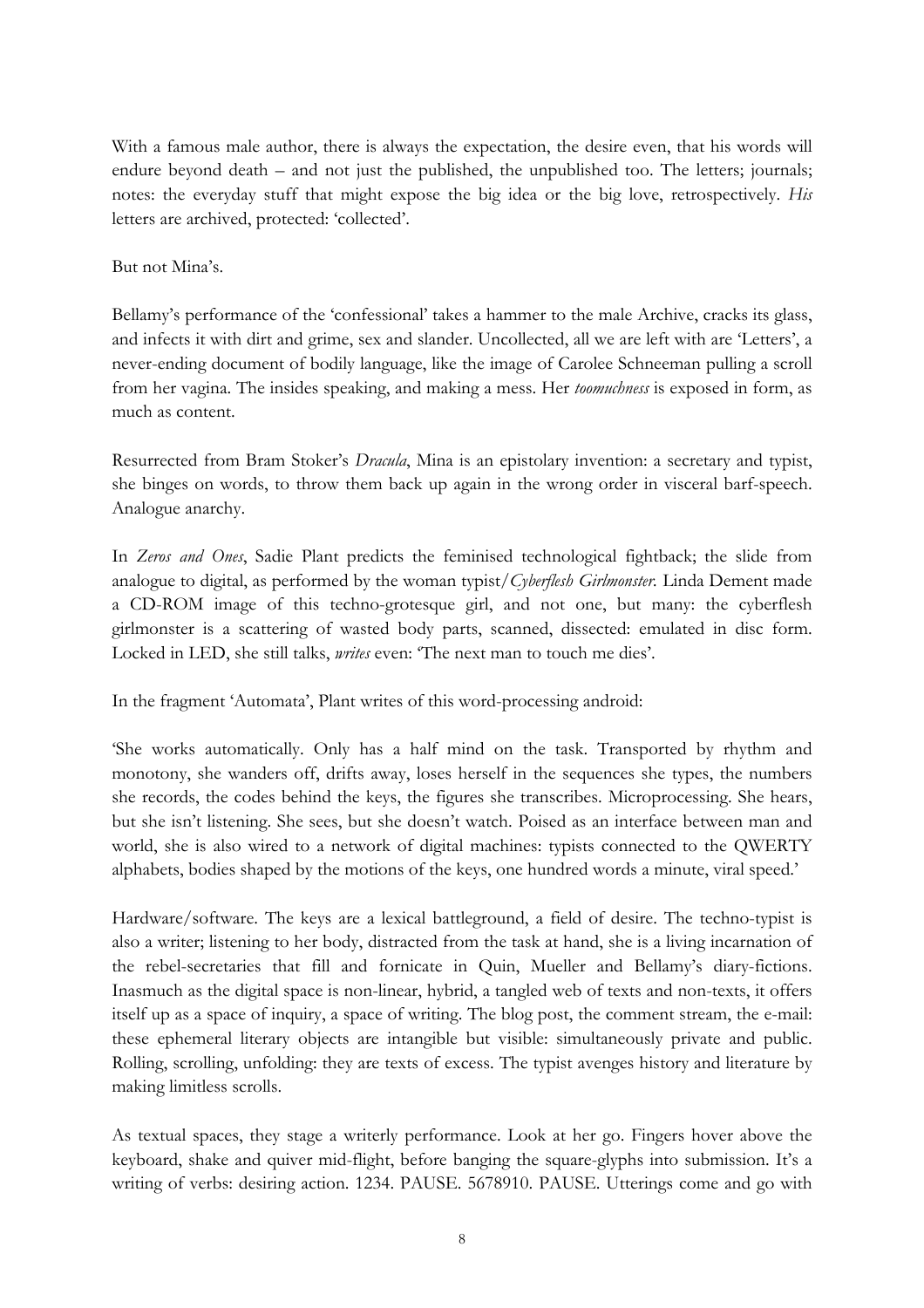With a famous male author, there is always the expectation, the desire even, that his words will endure beyond death – and not just the published, the unpublished too. The letters; journals; notes: the everyday stuff that might expose the big idea or the big love, retrospectively. *His* letters are archived, protected: 'collected'.

But not Mina's.

Bellamy's performance of the 'confessional' takes a hammer to the male Archive, cracks its glass, and infects it with dirt and grime, sex and slander. Uncollected, all we are left with are 'Letters', a never-ending document of bodily language, like the image of Carolee Schneeman pulling a scroll from her vagina. The insides speaking, and making a mess. Her *toomuchness* is exposed in form, as much as content.

Resurrected from Bram Stoker's *Dracula*, Mina is an epistolary invention: a secretary and typist, she binges on words, to throw them back up again in the wrong order in visceral barf-speech. Analogue anarchy.

In *Zeros and Ones*, Sadie Plant predicts the feminised technological fightback; the slide from analogue to digital, as performed by the woman typist/*Cyberflesh Girlmonster.* Linda Dement made a CD-ROM image of this techno-grotesque girl, and not one, but many: the cyberflesh girlmonster is a scattering of wasted body parts, scanned, dissected: emulated in disc form. Locked in LED, she still talks, *writes* even: 'The next man to touch me dies'.

In the fragment 'Automata', Plant writes of this word-processing android:

'She works automatically. Only has a half mind on the task. Transported by rhythm and monotony, she wanders off, drifts away, loses herself in the sequences she types, the numbers she records, the codes behind the keys, the figures she transcribes. Microprocessing. She hears, but she isn't listening. She sees, but she doesn't watch. Poised as an interface between man and world, she is also wired to a network of digital machines: typists connected to the QWERTY alphabets, bodies shaped by the motions of the keys, one hundred words a minute, viral speed.'

Hardware/software. The keys are a lexical battleground, a field of desire. The techno-typist is also a writer; listening to her body, distracted from the task at hand, she is a living incarnation of the rebel-secretaries that fill and fornicate in Quin, Mueller and Bellamy's diary-fictions. Inasmuch as the digital space is non-linear, hybrid, a tangled web of texts and non-texts, it offers itself up as a space of inquiry, a space of writing. The blog post, the comment stream, the e-mail: these ephemeral literary objects are intangible but visible: simultaneously private and public. Rolling, scrolling, unfolding: they are texts of excess. The typist avenges history and literature by making limitless scrolls.

As textual spaces, they stage a writerly performance. Look at her go. Fingers hover above the keyboard, shake and quiver mid-flight, before banging the square-glyphs into submission. It's a writing of verbs: desiring action. 1234. PAUSE. 5678910. PAUSE. Utterings come and go with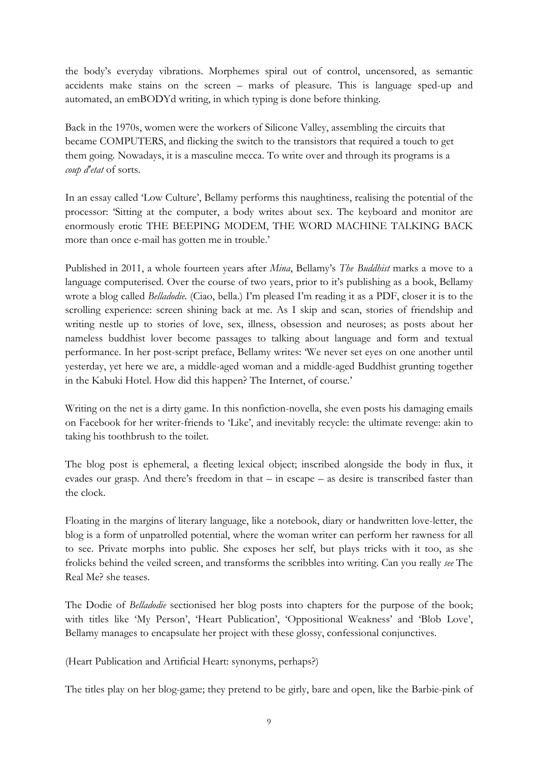the body's everyday vibrations. Morphemes spiral out of control, uncensored, as semantic accidents make stains on the screen – marks of pleasure. This is language sped-up and automated, an emBODYd writing, in which typing is done before thinking.

Back in the 1970s, women were the workers of Silicone Valley, assembling the circuits that became COMPUTERS, and flicking the switch to the transistors that required a touch to get them going. Nowadays, it is a masculine mecca. To write over and through its programs is a *coup d'etat* of sorts.

In an essay called 'Low Culture', Bellamy performs this naughtiness, realising the potential of the processor: 'Sitting at the computer, a body writes about sex. The keyboard and monitor are enormously erotic THE BEEPING MODEM, THE WORD MACHINE TALKING BACK more than once e-mail has gotten me in trouble.'

Published in 2011, a whole fourteen years after *Mina*, Bellamy's *The Buddhist* marks a move to a language computerised. Over the course of two years, prior to it's publishing as a book, Bellamy wrote a blog called *Belladodie.* (Ciao, bella.) I'm pleased I'm reading it as a PDF, closer it is to the scrolling experience: screen shining back at me. As I skip and scan, stories of friendship and writing nestle up to stories of love, sex, illness, obsession and neuroses; as posts about her nameless buddhist lover become passages to talking about language and form and textual performance. In her post-script preface, Bellamy writes: 'We never set eyes on one another until yesterday, yet here we are, a middle-aged woman and a middle-aged Buddhist grunting together in the Kabuki Hotel. How did this happen? The Internet, of course.'

Writing on the net is a dirty game. In this nonfiction-novella, she even posts his damaging emails on Facebook for her writer-friends to 'Like', and inevitably recycle: the ultimate revenge: akin to taking his toothbrush to the toilet.

The blog post is ephemeral, a fleeting lexical object; inscribed alongside the body in flux, it evades our grasp. And there's freedom in that – in escape – as desire is transcribed faster than the clock.

Floating in the margins of literary language, like a notebook, diary or handwritten love-letter, the blog is a form of unpatrolled potential, where the woman writer can perform her rawness for all to see. Private morphs into public. She exposes her self, but plays tricks with it too, as she frolicks behind the veiled screen, and transforms the scribbles into writing. Can you really *see* The Real Me? she teases.

The Dodie of *Belladodie* sectionised her blog posts into chapters for the purpose of the book; with titles like 'My Person', 'Heart Publication', 'Oppositional Weakness' and 'Blob Love', Bellamy manages to encapsulate her project with these glossy, confessional conjunctives.

(Heart Publication and Artificial Heart: synonyms, perhaps?)

The titles play on her blog-game; they pretend to be girly, bare and open, like the Barbie-pink of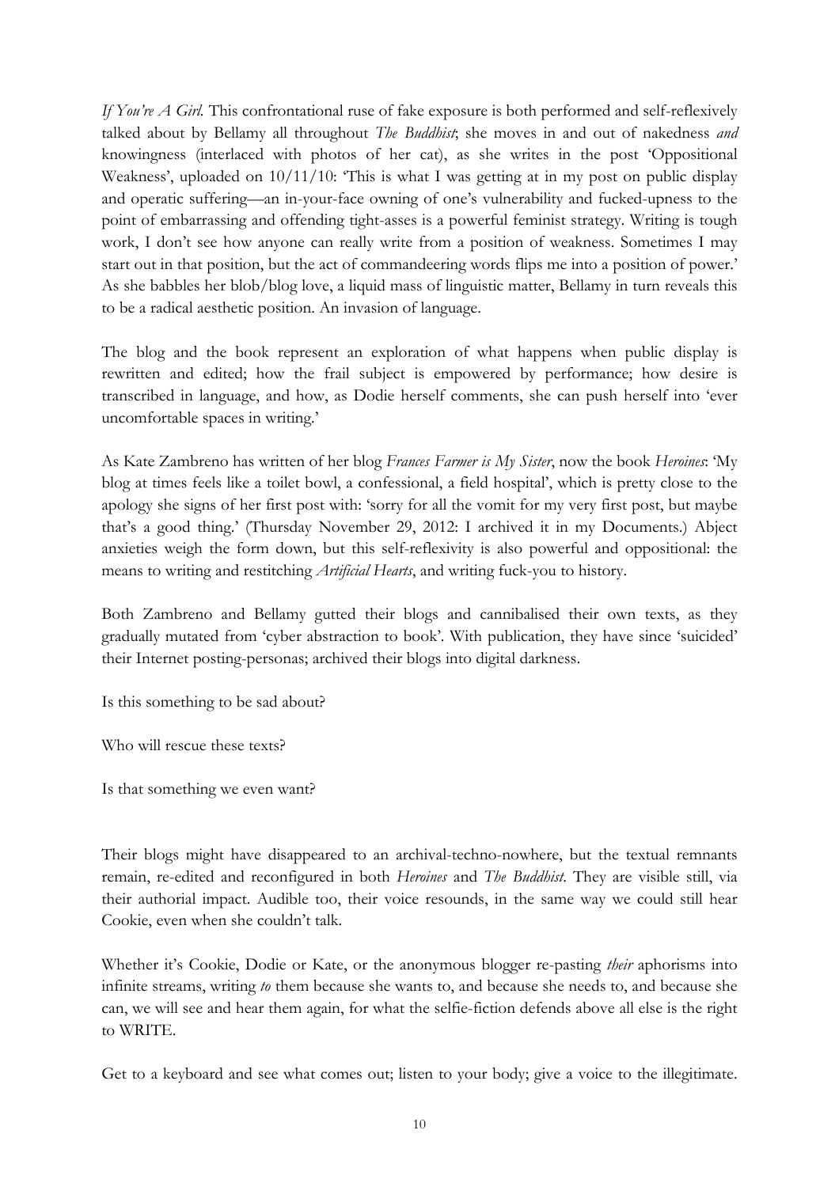*If You're A Girl*. This confrontational ruse of fake exposure is both performed and self-reflexively talked about by Bellamy all throughout *The Buddhist*; she moves in and out of nakedness *and* knowingness (interlaced with photos of her cat), as she writes in the post 'Oppositional Weakness', uploaded on 10/11/10: 'This is what I was getting at in my post on public display and operatic suffering—an in-your-face owning of one's vulnerability and fucked-upness to the point of embarrassing and offending tight-asses is a powerful feminist strategy. Writing is tough work, I don't see how anyone can really write from a position of weakness. Sometimes I may start out in that position, but the act of commandeering words flips me into a position of power.' As she babbles her blob/blog love, a liquid mass of linguistic matter, Bellamy in turn reveals this to be a radical aesthetic position. An invasion of language.

The blog and the book represent an exploration of what happens when public display is rewritten and edited; how the frail subject is empowered by performance; how desire is transcribed in language, and how, as Dodie herself comments, she can push herself into 'ever uncomfortable spaces in writing.'

As Kate Zambreno has written of her blog *Frances Farmer is My Sister*, now the book *Heroines*: 'My blog at times feels like a toilet bowl, a confessional, a field hospital', which is pretty close to the apology she signs of her first post with: 'sorry for all the vomit for my very first post, but maybe that's a good thing.' (Thursday November 29, 2012: I archived it in my Documents.) Abject anxieties weigh the form down, but this self-reflexivity is also powerful and oppositional: the means to writing and restitching *Artificial Hearts*, and writing fuck-you to history.

Both Zambreno and Bellamy gutted their blogs and cannibalised their own texts, as they gradually mutated from 'cyber abstraction to book'. With publication, they have since 'suicided' their Internet posting-personas; archived their blogs into digital darkness.

Is this something to be sad about?

Who will rescue these texts?

Is that something we even want?

Their blogs might have disappeared to an archival-techno-nowhere, but the textual remnants remain, re-edited and reconfigured in both *Heroines* and *The Buddhist*. They are visible still, via their authorial impact. Audible too, their voice resounds, in the same way we could still hear Cookie, even when she couldn't talk.

Whether it's Cookie, Dodie or Kate, or the anonymous blogger re-pasting *their* aphorisms into infinite streams, writing *to* them because she wants to, and because she needs to, and because she can, we will see and hear them again, for what the selfie-fiction defends above all else is the right to WRITE.

Get to a keyboard and see what comes out; listen to your body; give a voice to the illegitimate.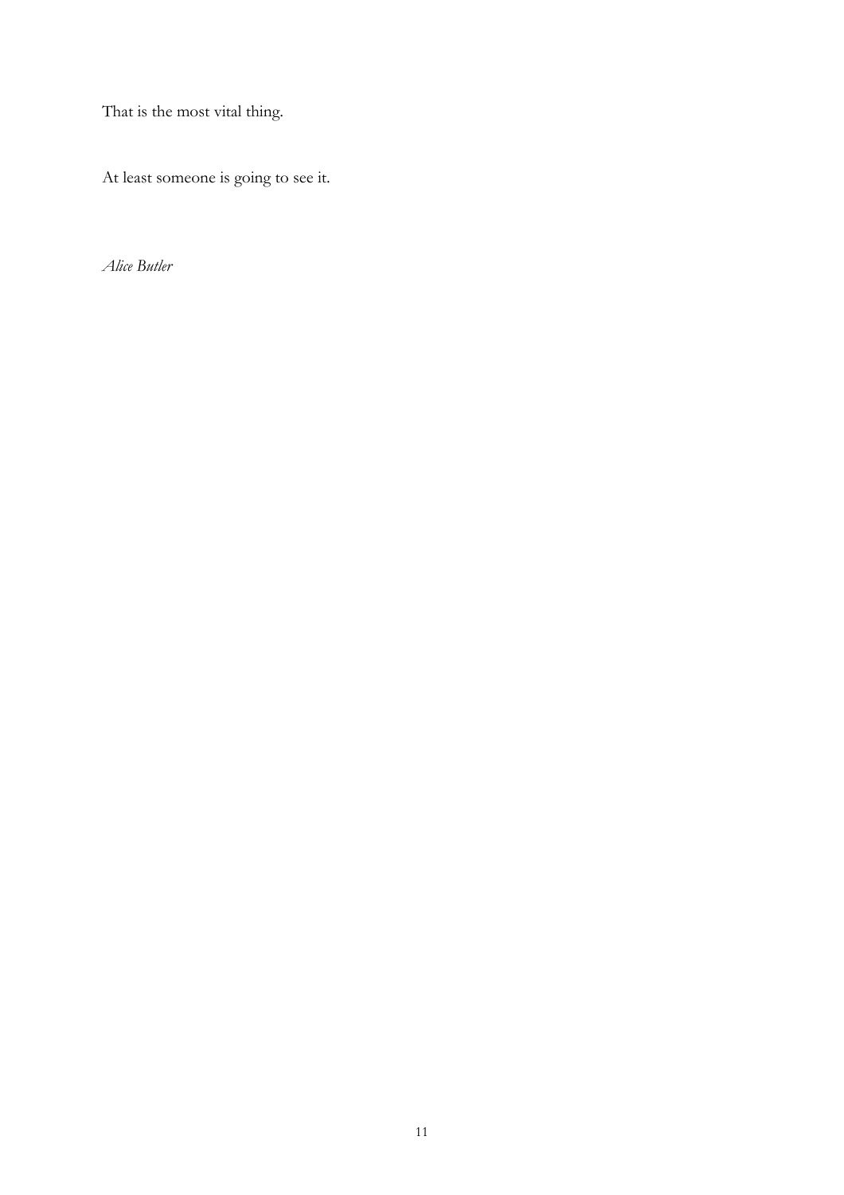That is the most vital thing.

At least someone is going to see it.

*Alice Butler*